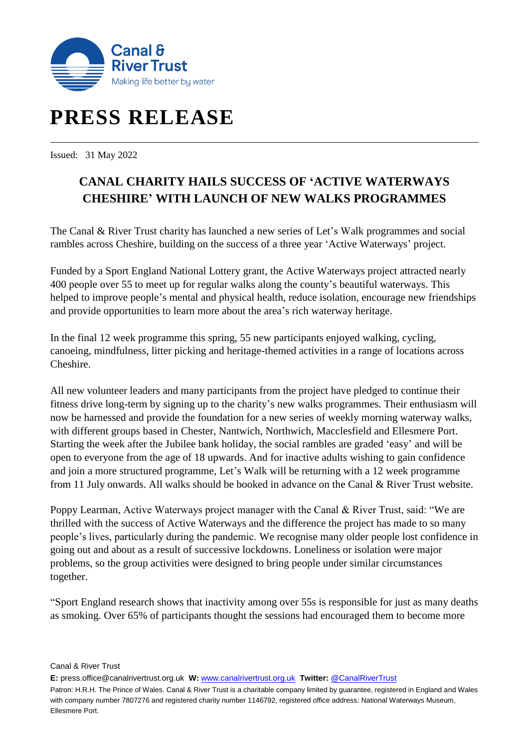Canal & River Trust

Making life better by water

# PRESS RELEASE

Issued: 31 May 2022

## CANAL CHARITY HAILS SUCCESS OF 'ACTIVE WATERWAYS CHESHIRE' WITH LAUNCH OF NEW WALKS PROGRAMMES

The Canal & River Trust charity has launched a new series of Let's Walk programmes and social rambles across Cheshire, building on the success of a three year 'Active Waterways' project.

Funded by a Sport England National Lottery grant, the Active Waterways project attracted nearly 400 people over 55 to meet up for regular walks along the county's beautiful waterways. This helped to improve people's mental and physical health, reduce isolation, encourage new friendships and provide opportunities to learn more about the area's rich waterway heritage.

In the final 12 week programme this spring, 55 new participants enjoyed walking, cycling, canoeing, mindfulness, litter picking and heritage-themed activities in a range of locations across Cheshire.

All new volunteer leaders and many participants from the project have pledged to continue their fitness drive long-term by signing up to the charity's new walks programmes. Their enthusiasm will now be harnessed and provide the foundation for a new series of weekly morning waterway walks, with different groups based in Chester, Nantwich, Northwich, Macclesfield and Ellesmere Port. Starting the week after the Jubilee bank holiday, the social rambles are graded 'easy' and will be open to everyone from the age of 18 upwards. And for inactive adults wishing to gain confidence and join a more structured programme, Let's Walk will be returning with a 12 week programme from 11 July onwards. All walks should be booked in advance on the Canal & River Trust website.

Poppy Learman, Active Waterways project manager with the Canal & River Trust, said: "We are thrilled with the success of Active Waterways and the difference the project has made to so many people's lives, particularly during the pandemic. We recognise many older people lost confidence in going out and about as a result of successive lockdowns. Loneliness or isolation were major problems, so the group activities were designed to bring people under similar circumstances together.

"Sport England research shows that inactivity among over 55s is responsible for just as many deaths as smoking. Over 65% of participants thought the sessions had encouraged them to become more

Canal & River Trust

**E:** press.office@canalrivertrust.org.uk **W:** www.canalrivertrust.org.uk **Twitter:** @CanalRiverTrust

Patron: H.R.H. The Prince of Wales. Canal & River Trust is a charitable company limited by guarantee, registered in England and Wales with company number 7807276 and registered charity number 1146792, registered office address: National Waterways Museum, Ellesmere Port.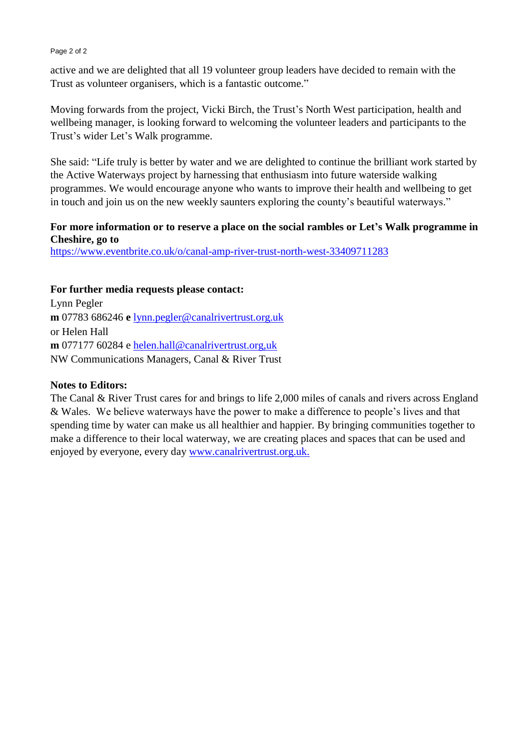active and we are delighted that all 19 volunteer group leaders have decided to remain with the Trust as volunteer organisers, which is a fantastic outcome."

Moving forwards from the project, Vicki Birch, the Trust's North West participation, health and wellbeing manager, is looking forward to welcoming the volunteer leaders and participants to the Trust's wider Let's Walk programme.

She said: "Life truly is better by water and we are delighted to continue the brilliant work started by the Active Waterways project by harnessing that enthusiasm into future waterside walking programmes. We would encourage anyone who wants to improve their health and wellbeing to get in touch and join us on the new weekly saunters exploring the county's beautiful waterways."

**For more information or to reserve a place on the social rambles or Let's Walk programme in Cheshire, go to**
https://www.eventbrite.co.uk/o/canal-amp-river-trust-north-west-33409711283

**For further media requests please contact:**
Lynn Pegler
**m** 07783 686246 **e** lynn.pegler@canalrivertrust.org.uk
or Helen Hall
**m** 077177 60284 e helen.hall@canalrivertrust.org,uk
NW Communications Managers, Canal & River Trust

**Notes to Editors:**
The Canal & River Trust cares for and brings to life 2,000 miles of canals and rivers across England & Wales. We believe waterways have the power to make a difference to people's lives and that spending time by water can make us all healthier and happier. By bringing communities together to make a difference to their local waterway, we are creating places and spaces that can be used and enjoyed by everyone, every day www.canalrivertrust.org.uk.